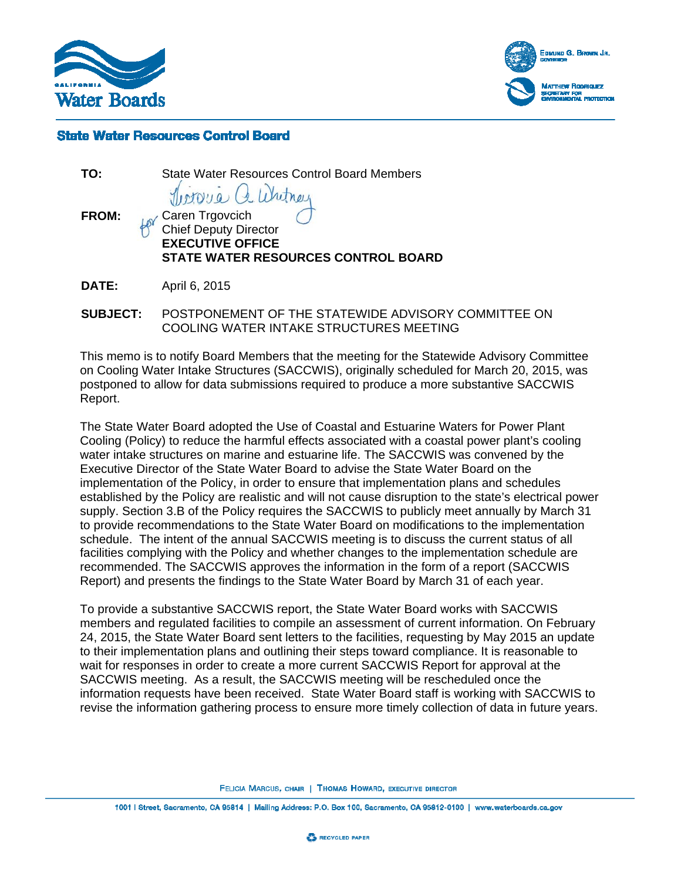California Water Boards

Edmund G. Brown Jr., Governor

Matthew Rodriquez, Secretary for Environmental Protection

**State Water Resources Control Board**

**TO:** State Water Resources Control Board Members

**FROM:** for Caren Trgovcich
Chief Deputy Director
**EXECUTIVE OFFICE**
**STATE WATER RESOURCES CONTROL BOARD**

**DATE:** April 6, 2015

**SUBJECT:** POSTPONEMENT OF THE STATEWIDE ADVISORY COMMITTEE ON COOLING WATER INTAKE STRUCTURES MEETING

This memo is to notify Board Members that the meeting for the Statewide Advisory Committee on Cooling Water Intake Structures (SACCWIS), originally scheduled for March 20, 2015, was postponed to allow for data submissions required to produce a more substantive SACCWIS Report.

The State Water Board adopted the Use of Coastal and Estuarine Waters for Power Plant Cooling (Policy) to reduce the harmful effects associated with a coastal power plant's cooling water intake structures on marine and estuarine life. The SACCWIS was convened by the Executive Director of the State Water Board to advise the State Water Board on the implementation of the Policy, in order to ensure that implementation plans and schedules established by the Policy are realistic and will not cause disruption to the state's electrical power supply. Section 3.B of the Policy requires the SACCWIS to publicly meet annually by March 31 to provide recommendations to the State Water Board on modifications to the implementation schedule. The intent of the annual SACCWIS meeting is to discuss the current status of all facilities complying with the Policy and whether changes to the implementation schedule are recommended. The SACCWIS approves the information in the form of a report (SACCWIS Report) and presents the findings to the State Water Board by March 31 of each year.

To provide a substantive SACCWIS report, the State Water Board works with SACCWIS members and regulated facilities to compile an assessment of current information. On February 24, 2015, the State Water Board sent letters to the facilities, requesting by May 2015 an update to their implementation plans and outlining their steps toward compliance. It is reasonable to wait for responses in order to create a more current SACCWIS Report for approval at the SACCWIS meeting. As a result, the SACCWIS meeting will be rescheduled once the information requests have been received. State Water Board staff is working with SACCWIS to revise the information gathering process to ensure more timely collection of data in future years.

Felicia Marcus, chair | Thomas Howard, executive director

1001 I Street, Sacramento, CA 95814 | Mailing Address: P.O. Box 100, Sacramento, CA 95812-0100 | www.waterboards.ca.gov

Recycled Paper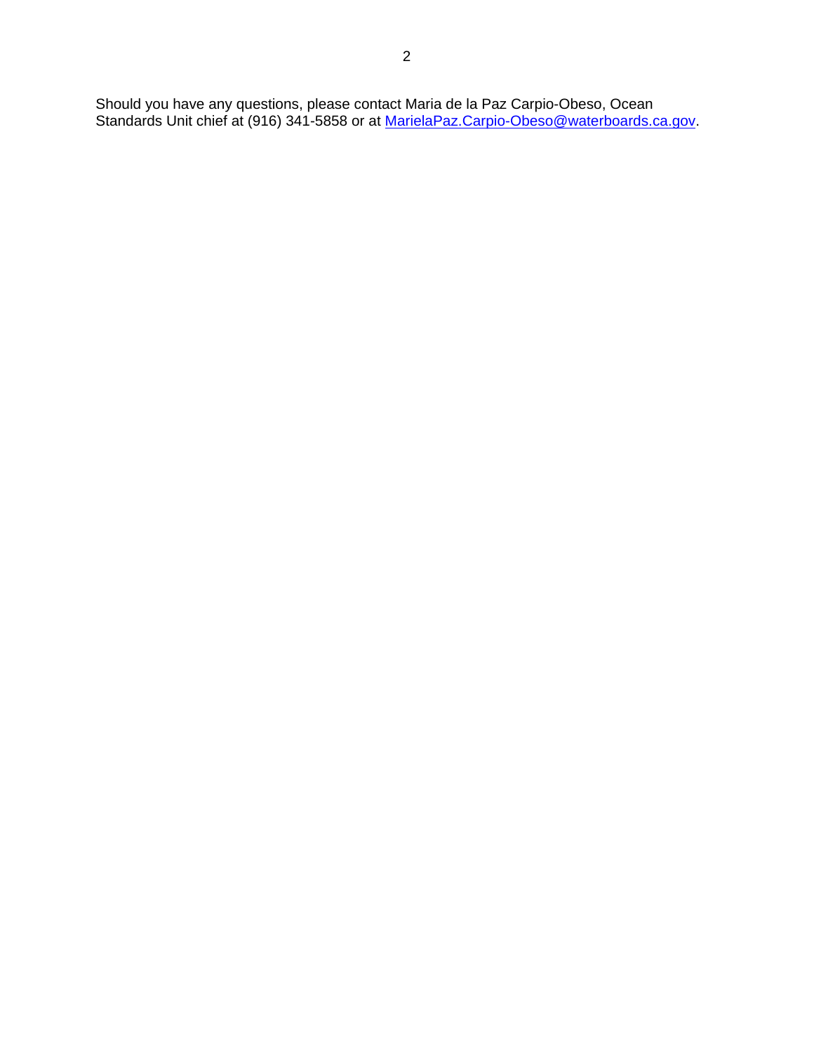Should you have any questions, please contact Maria de la Paz Carpio-Obeso, Ocean Standards Unit chief at (916) 341-5858 or at MarielaPaz.Carpio-Obeso@waterboards.ca.gov.